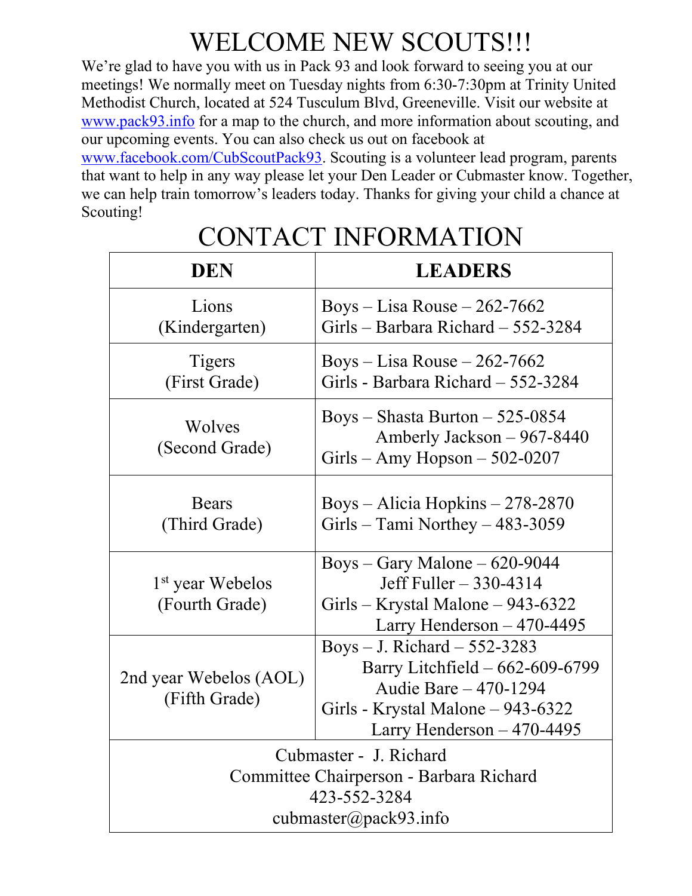# WELCOME NEW SCOUTS!!!

We're glad to have you with us in Pack 93 and look forward to seeing you at our meetings! We normally meet on Tuesday nights from 6:30-7:30pm at Trinity United Methodist Church, located at 524 Tusculum Blvd, Greeneville. Visit our website at www.pack93.info for a map to the church, and more information about scouting, and our upcoming events. You can also check us out on facebook at www.facebook.com/CubScoutPack93. Scouting is a volunteer lead program, parents that want to help in any way please let your Den Leader or Cubmaster know. Together, we can help train tomorrow's leaders today. Thanks for giving your child a chance at Scouting!

# CONTACT INFORMATION

| DEN | LEADERS |
|---|---|
| Lions (Kindergarten) | Boys – Lisa Rouse – 262-7662<br>Girls – Barbara Richard – 552-3284 |
| Tigers (First Grade) | Boys – Lisa Rouse – 262-7662<br>Girls - Barbara Richard – 552-3284 |
| Wolves (Second Grade) | Boys – Shasta Burton – 525-0854<br>Amberly Jackson – 967-8440<br>Girls – Amy Hopson – 502-0207 |
| Bears (Third Grade) | Boys – Alicia Hopkins – 278-2870<br>Girls – Tami Northey – 483-3059 |
| 1st year Webelos (Fourth Grade) | Boys – Gary Malone – 620-9044<br>Jeff Fuller – 330-4314<br>Girls – Krystal Malone – 943-6322<br>Larry Henderson – 470-4495 |
| 2nd year Webelos (AOL) (Fifth Grade) | Boys – J. Richard – 552-3283<br>Barry Litchfield – 662-609-6799<br>Audie Bare – 470-1294<br>Girls - Krystal Malone – 943-6322<br>Larry Henderson – 470-4495 |
| Cubmaster - J. Richard<br>Committee Chairperson - Barbara Richard<br>423-552-3284<br>cubmaster@pack93.info | |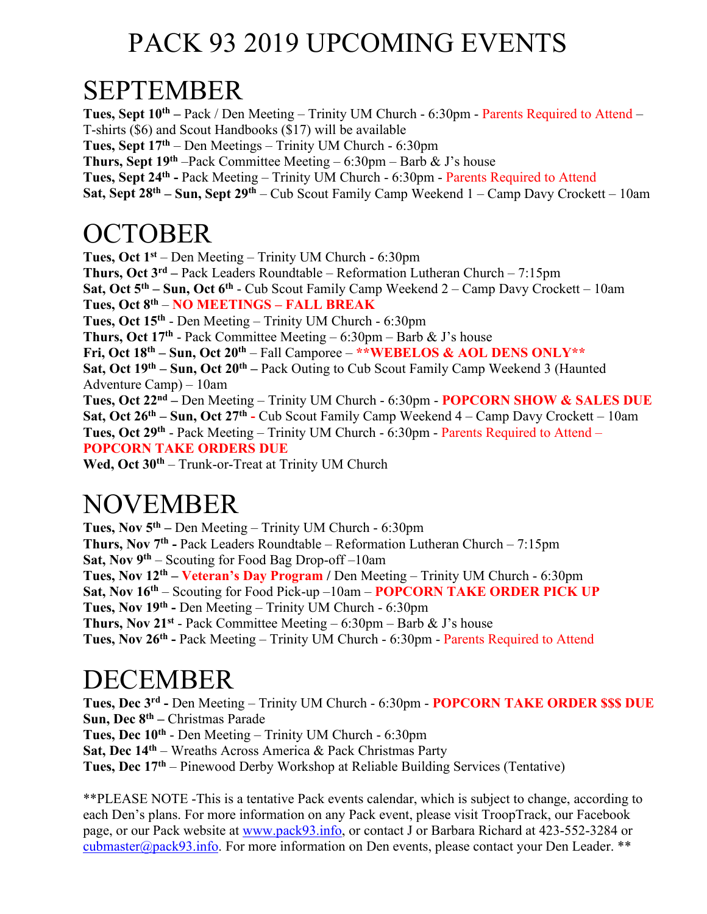# PACK 93 2019 UPCOMING EVENTS

## SEPTEMBER

**Tues, Sept 10th –** Pack / Den Meeting – Trinity UM Church - 6:30pm - Parents Required to Attend – T-shirts ($6) and Scout Handbooks ($17) will be available
**Tues, Sept 17th** – Den Meetings – Trinity UM Church - 6:30pm
**Thurs, Sept 19th** –Pack Committee Meeting – 6:30pm – Barb & J's house
**Tues, Sept 24th -** Pack Meeting – Trinity UM Church - 6:30pm - Parents Required to Attend
**Sat, Sept 28th – Sun, Sept 29th** – Cub Scout Family Camp Weekend 1 – Camp Davy Crockett – 10am

## OCTOBER

**Tues, Oct 1st** – Den Meeting – Trinity UM Church - 6:30pm
**Thurs, Oct 3rd –** Pack Leaders Roundtable – Reformation Lutheran Church – 7:15pm
**Sat, Oct 5th – Sun, Oct 6th** - Cub Scout Family Camp Weekend 2 – Camp Davy Crockett – 10am
**Tues, Oct 8th** – **NO MEETINGS – FALL BREAK**
**Tues, Oct 15th** - Den Meeting – Trinity UM Church - 6:30pm
**Thurs, Oct 17th** - Pack Committee Meeting – 6:30pm – Barb & J's house
**Fri, Oct 18th – Sun, Oct 20th** – Fall Camporee – **WEBELOS & AOL DENS ONLY**
**Sat, Oct 19th – Sun, Oct 20th –** Pack Outing to Cub Scout Family Camp Weekend 3 (Haunted Adventure Camp) – 10am
**Tues, Oct 22nd –** Den Meeting – Trinity UM Church - 6:30pm - **POPCORN SHOW & SALES DUE**
**Sat, Oct 26th – Sun, Oct 27th -** Cub Scout Family Camp Weekend 4 – Camp Davy Crockett – 10am
**Tues, Oct 29th** - Pack Meeting – Trinity UM Church - 6:30pm - Parents Required to Attend – **POPCORN TAKE ORDERS DUE**
**Wed, Oct 30th** – Trunk-or-Treat at Trinity UM Church

## NOVEMBER

**Tues, Nov 5th –** Den Meeting – Trinity UM Church - 6:30pm
**Thurs, Nov 7th -** Pack Leaders Roundtable – Reformation Lutheran Church – 7:15pm
**Sat, Nov 9th** – Scouting for Food Bag Drop-off –10am
**Tues, Nov 12th – Veteran's Day Program /** Den Meeting – Trinity UM Church - 6:30pm
**Sat, Nov 16th** – Scouting for Food Pick-up –10am – **POPCORN TAKE ORDER PICK UP**
**Tues, Nov 19th -** Den Meeting – Trinity UM Church - 6:30pm
**Thurs, Nov 21st** - Pack Committee Meeting – 6:30pm – Barb & J's house
**Tues, Nov 26th -** Pack Meeting – Trinity UM Church - 6:30pm - Parents Required to Attend

## DECEMBER

**Tues, Dec 3rd -** Den Meeting – Trinity UM Church - 6:30pm - **POPCORN TAKE ORDER $$$ DUE**
**Sun, Dec 8th –** Christmas Parade
**Tues, Dec 10th** - Den Meeting – Trinity UM Church - 6:30pm
**Sat, Dec 14th** – Wreaths Across America & Pack Christmas Party
**Tues, Dec 17th** – Pinewood Derby Workshop at Reliable Building Services (Tentative)

**PLEASE NOTE -This is a tentative Pack events calendar, which is subject to change, according to each Den's plans. For more information on any Pack event, please visit TroopTrack, our Facebook page, or our Pack website at www.pack93.info, or contact J or Barbara Richard at 423-552-3284 or cubmaster@pack93.info. For more information on Den events, please contact your Den Leader. **